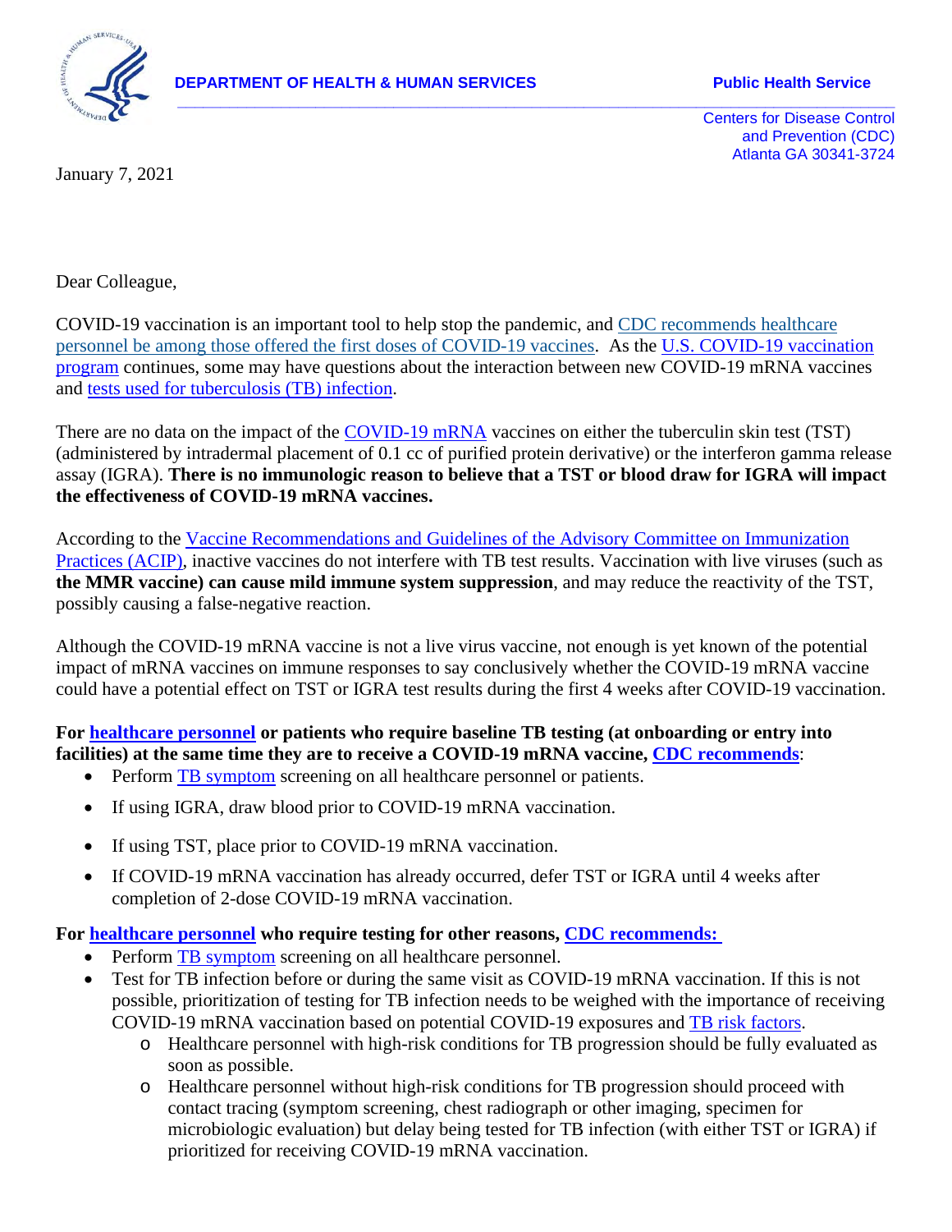**DEPARTMENT OF HEALTH & HUMAN SERVICES** **Public Health Service**

Centers for Disease Control
and Prevention (CDC)
Atlanta GA 30341-3724

January 7, 2021

Dear Colleague,

COVID-19 vaccination is an important tool to help stop the pandemic, and CDC recommends healthcare personnel be among those offered the first doses of COVID-19 vaccines. As the U.S. COVID-19 vaccination program continues, some may have questions about the interaction between new COVID-19 mRNA vaccines and tests used for tuberculosis (TB) infection.

There are no data on the impact of the COVID-19 mRNA vaccines on either the tuberculin skin test (TST) (administered by intradermal placement of 0.1 cc of purified protein derivative) or the interferon gamma release assay (IGRA). **There is no immunologic reason to believe that a TST or blood draw for IGRA will impact the effectiveness of COVID-19 mRNA vaccines.**

According to the Vaccine Recommendations and Guidelines of the Advisory Committee on Immunization Practices (ACIP), inactive vaccines do not interfere with TB test results. Vaccination with live viruses (such as **the MMR vaccine) can cause mild immune system suppression**, and may reduce the reactivity of the TST, possibly causing a false-negative reaction.

Although the COVID-19 mRNA vaccine is not a live virus vaccine, not enough is yet known of the potential impact of mRNA vaccines on immune responses to say conclusively whether the COVID-19 mRNA vaccine could have a potential effect on TST or IGRA test results during the first 4 weeks after COVID-19 vaccination.

**For healthcare personnel or patients who require baseline TB testing (at onboarding or entry into facilities) at the same time they are to receive a COVID-19 mRNA vaccine, CDC recommends**:

- Perform TB symptom screening on all healthcare personnel or patients.
- If using IGRA, draw blood prior to COVID-19 mRNA vaccination.
- If using TST, place prior to COVID-19 mRNA vaccination.
- If COVID-19 mRNA vaccination has already occurred, defer TST or IGRA until 4 weeks after completion of 2-dose COVID-19 mRNA vaccination.

**For healthcare personnel who require testing for other reasons, CDC recommends:**

- Perform TB symptom screening on all healthcare personnel.
- Test for TB infection before or during the same visit as COVID-19 mRNA vaccination. If this is not possible, prioritization of testing for TB infection needs to be weighed with the importance of receiving COVID-19 mRNA vaccination based on potential COVID-19 exposures and TB risk factors.
  - Healthcare personnel with high-risk conditions for TB progression should be fully evaluated as soon as possible.
  - Healthcare personnel without high-risk conditions for TB progression should proceed with contact tracing (symptom screening, chest radiograph or other imaging, specimen for microbiologic evaluation) but delay being tested for TB infection (with either TST or IGRA) if prioritized for receiving COVID-19 mRNA vaccination.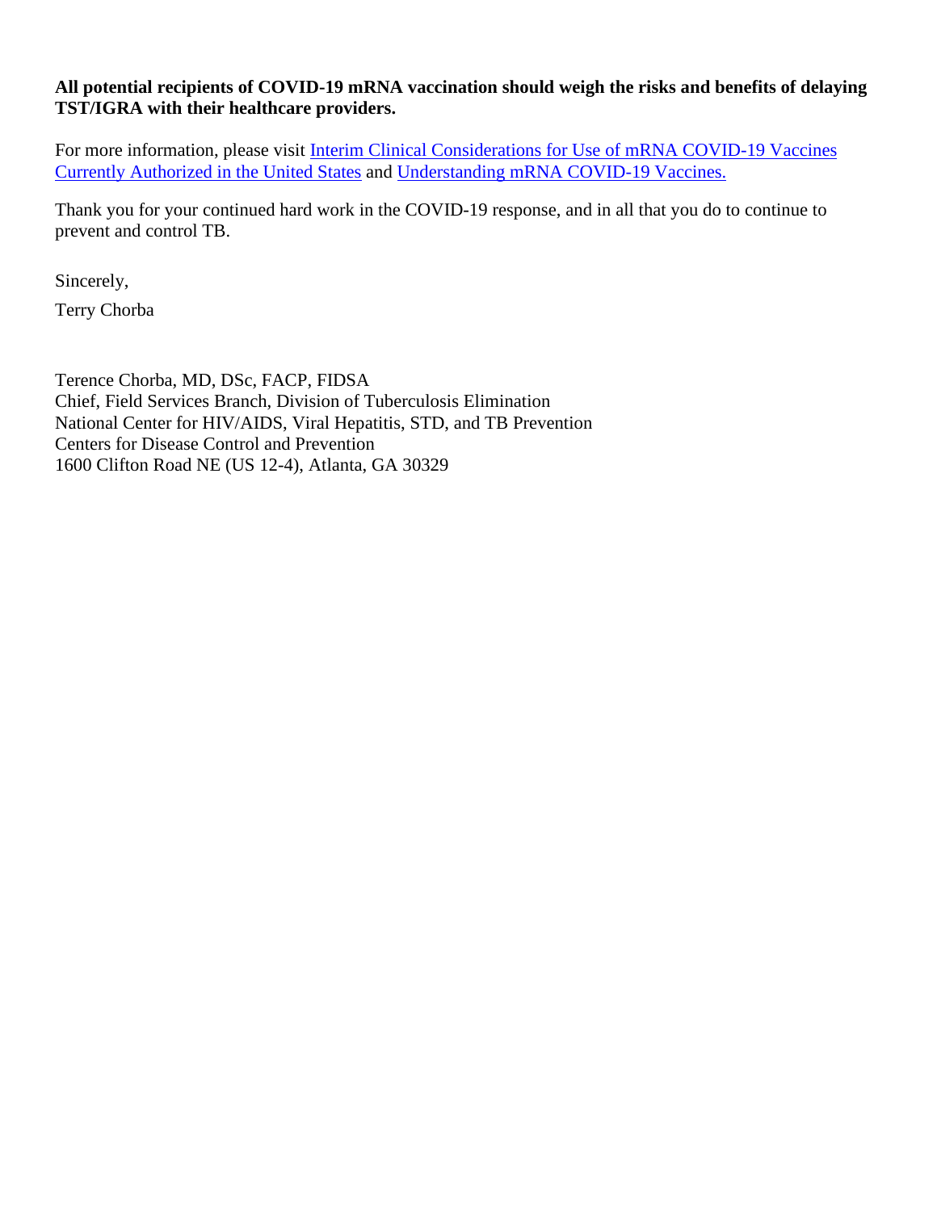**All potential recipients of COVID-19 mRNA vaccination should weigh the risks and benefits of delaying TST/IGRA with their healthcare providers.**

For more information, please visit Interim Clinical Considerations for Use of mRNA COVID-19 Vaccines Currently Authorized in the United States and Understanding mRNA COVID-19 Vaccines.

Thank you for your continued hard work in the COVID-19 response, and in all that you do to continue to prevent and control TB.

Sincerely,

Terry Chorba

Terence Chorba, MD, DSc, FACP, FIDSA
Chief, Field Services Branch, Division of Tuberculosis Elimination
National Center for HIV/AIDS, Viral Hepatitis, STD, and TB Prevention
Centers for Disease Control and Prevention
1600 Clifton Road NE (US 12-4), Atlanta, GA 30329